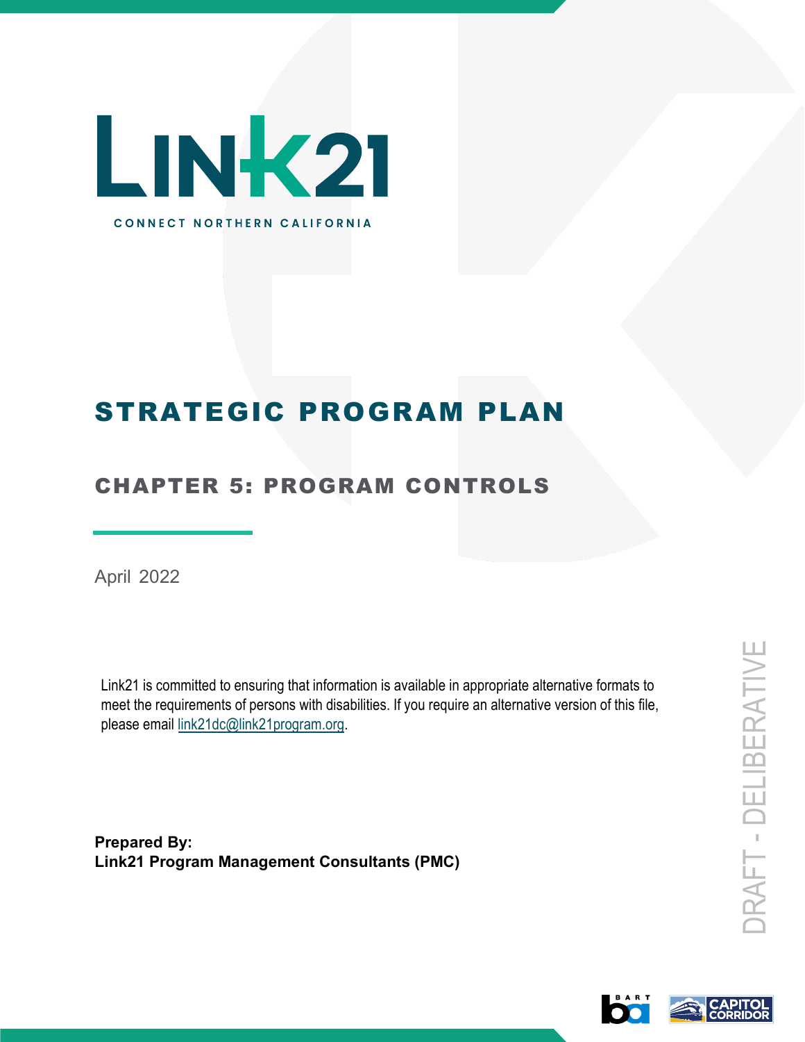# LINK21

CONNECT NORTHERN CALIFORNIA

# STRATEGIC PROGRAM PLAN

## CHAPTER 5: PROGRAM CONTROLS

April 2022

Link21 is committed to ensuring that information is available in appropriate alternative formats to meet the requirements of persons with disabilities. If you require an alternative version of this file, please email link21dc@link21program.org.

**Prepared By:**
**Link21 Program Management Consultants (PMC)**

DRAFT - DELIBERATIVE

BART

CAPITOL CORRIDOR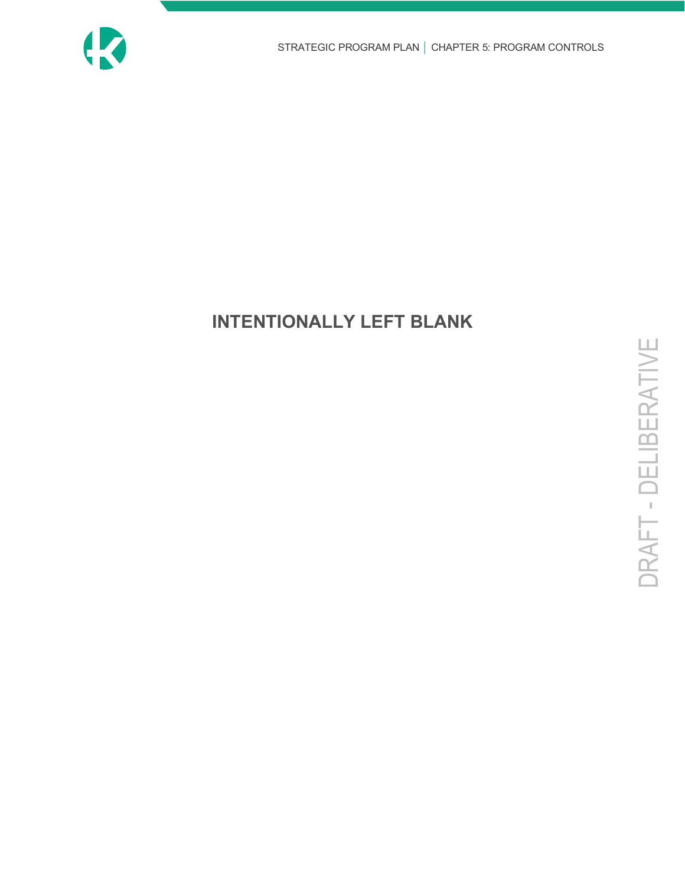**INTENTIONALLY LEFT BLANK**

DRAFT - DELIBERATIVE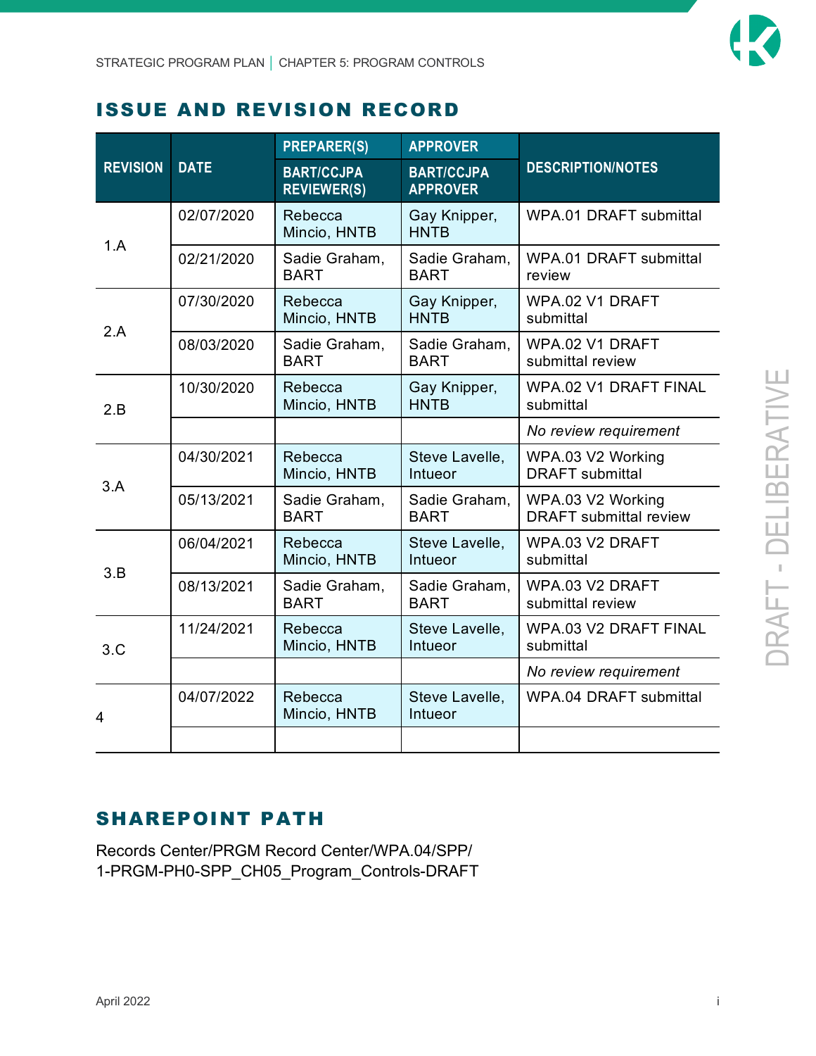## ISSUE AND REVISION RECORD

| REVISION | DATE | PREPARER(S) | APPROVER | DESCRIPTION/NOTES |
|---|---|---|---|---|
| | | BART/CCJPA REVIEWER(S) | BART/CCJPA APPROVER | |
| 1.A | 02/07/2020 | Rebecca Mincio, HNTB | Gay Knipper, HNTB | WPA.01 DRAFT submittal |
| | 02/21/2020 | Sadie Graham, BART | Sadie Graham, BART | WPA.01 DRAFT submittal review |
| 2.A | 07/30/2020 | Rebecca Mincio, HNTB | Gay Knipper, HNTB | WPA.02 V1 DRAFT submittal |
| | 08/03/2020 | Sadie Graham, BART | Sadie Graham, BART | WPA.02 V1 DRAFT submittal review |
| 2.B | 10/30/2020 | Rebecca Mincio, HNTB | Gay Knipper, HNTB | WPA.02 V1 DRAFT FINAL submittal |
| | | | | *No review requirement* |
| 3.A | 04/30/2021 | Rebecca Mincio, HNTB | Steve Lavelle, Intueor | WPA.03 V2 Working DRAFT submittal |
| | 05/13/2021 | Sadie Graham, BART | Sadie Graham, BART | WPA.03 V2 Working DRAFT submittal review |
| 3.B | 06/04/2021 | Rebecca Mincio, HNTB | Steve Lavelle, Intueor | WPA.03 V2 DRAFT submittal |
| | 08/13/2021 | Sadie Graham, BART | Sadie Graham, BART | WPA.03 V2 DRAFT submittal review |
| 3.C | 11/24/2021 | Rebecca Mincio, HNTB | Steve Lavelle, Intueor | WPA.03 V2 DRAFT FINAL submittal |
| | | | | *No review requirement* |
| 4 | 04/07/2022 | Rebecca Mincio, HNTB | Steve Lavelle, Intueor | WPA.04 DRAFT submittal |
| | | | | |

## SHAREPOINT PATH

Records Center/PRGM Record Center/WPA.04/SPP/
1-PRGM-PH0-SPP_CH05_Program_Controls-DRAFT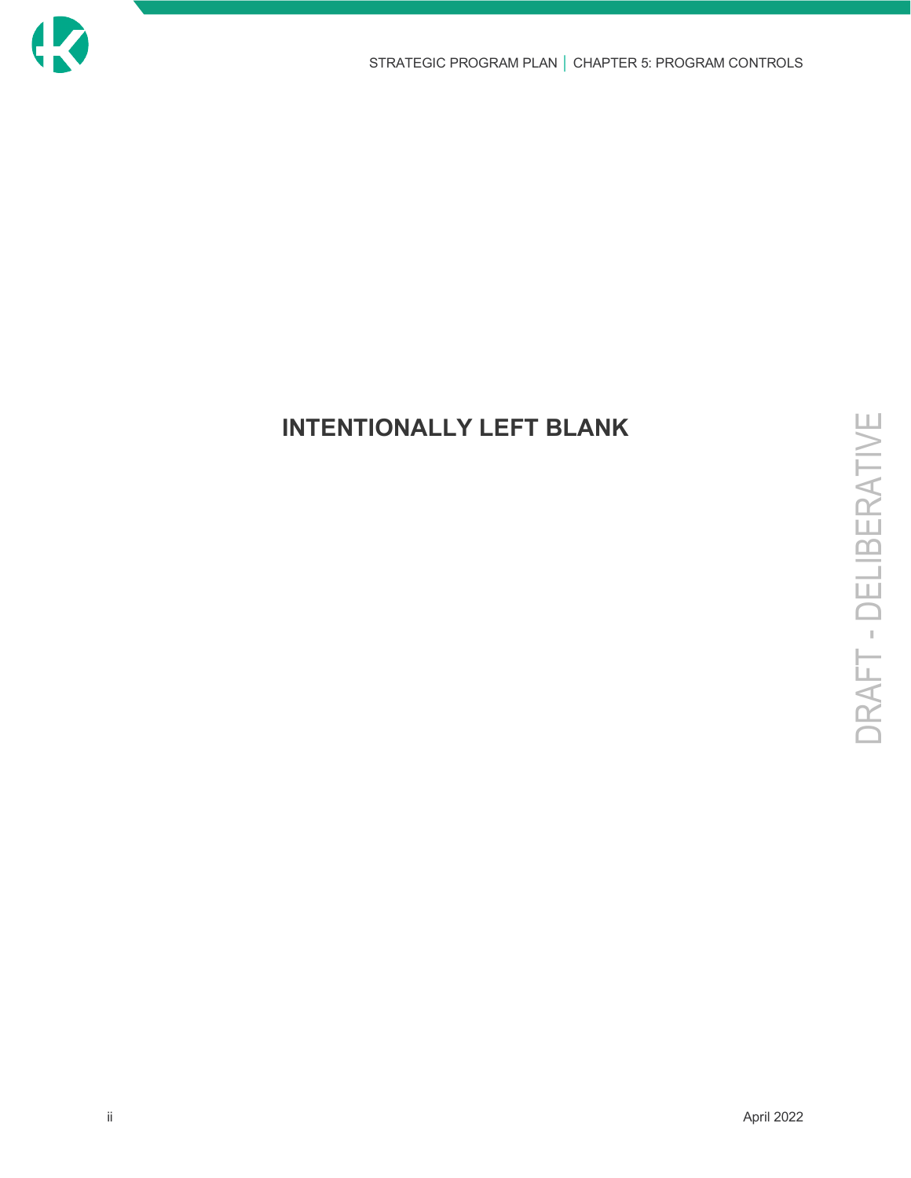**INTENTIONALLY LEFT BLANK**

DRAFT - DELIBERATIVE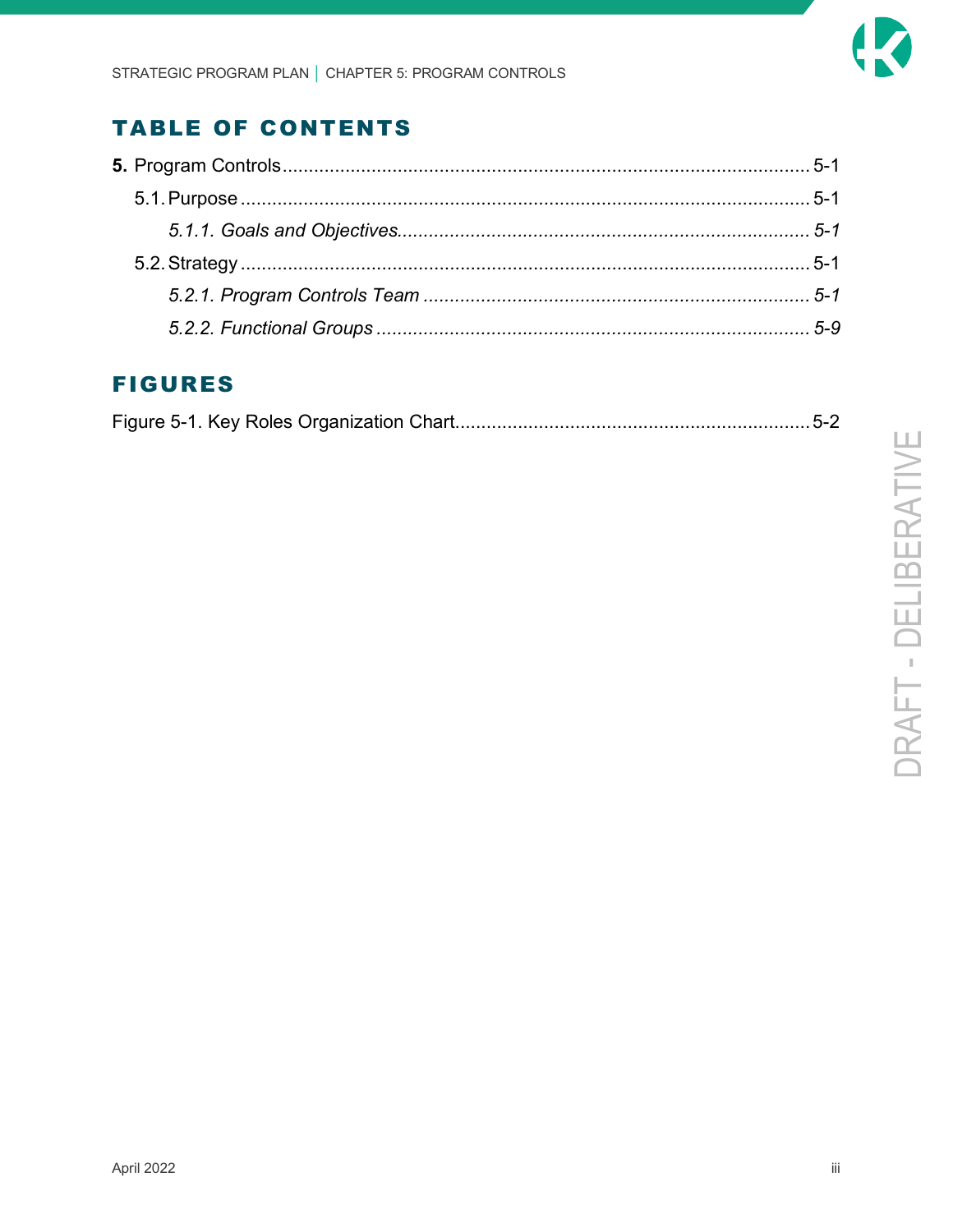# TABLE OF CONTENTS

**5.** Program Controls .................................................................................................... 5-1

5.1. Purpose ............................................................................................................ 5-1

*5.1.1. Goals and Objectives.............................................................................. 5-1*

5.2. Strategy ............................................................................................................ 5-1

*5.2.1. Program Controls Team ......................................................................... 5-1*

*5.2.2. Functional Groups .................................................................................. 5-9*

# FIGURES

Figure 5-1. Key Roles Organization Chart................................................................... 5-2

DRAFT - DELIBERATIVE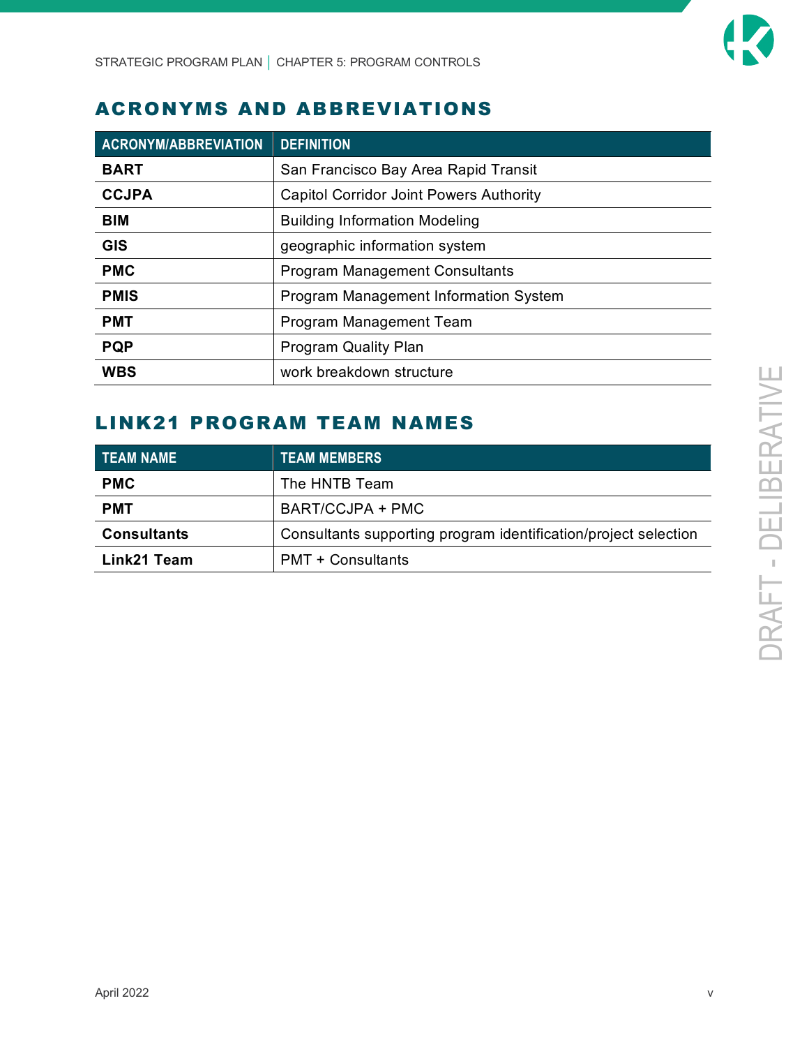## ACRONYMS AND ABBREVIATIONS

| ACRONYM/ABBREVIATION | DEFINITION |
|---|---|
| **BART** | San Francisco Bay Area Rapid Transit |
| **CCJPA** | Capitol Corridor Joint Powers Authority |
| **BIM** | Building Information Modeling |
| **GIS** | geographic information system |
| **PMC** | Program Management Consultants |
| **PMIS** | Program Management Information System |
| **PMT** | Program Management Team |
| **PQP** | Program Quality Plan |
| **WBS** | work breakdown structure |

## LINK21 PROGRAM TEAM NAMES

| TEAM NAME | TEAM MEMBERS |
|---|---|
| **PMC** | The HNTB Team |
| **PMT** | BART/CCJPA + PMC |
| **Consultants** | Consultants supporting program identification/project selection |
| **Link21 Team** | PMT + Consultants |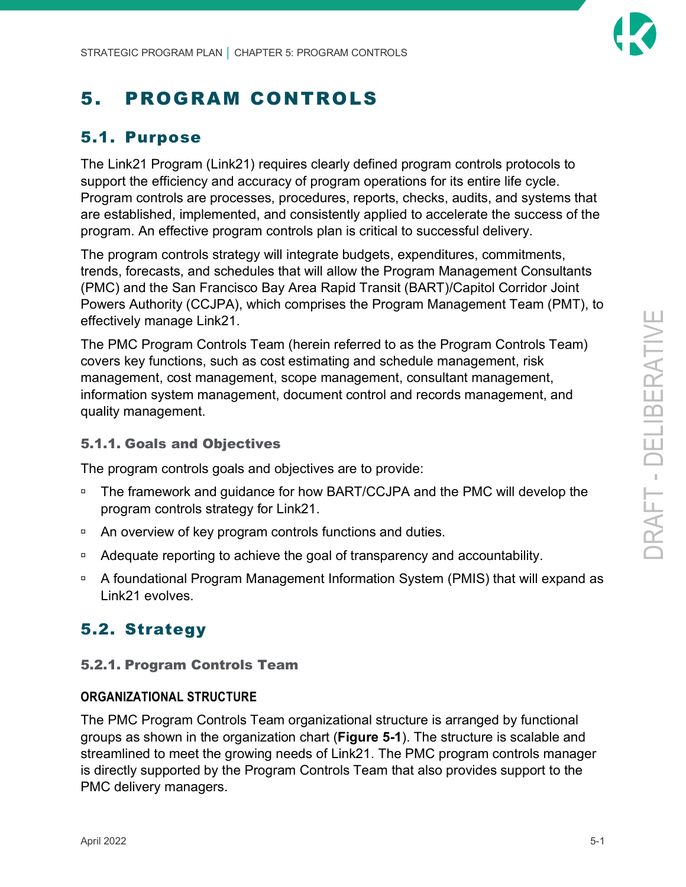# 5. PROGRAM CONTROLS

## 5.1. Purpose

The Link21 Program (Link21) requires clearly defined program controls protocols to support the efficiency and accuracy of program operations for its entire life cycle. Program controls are processes, procedures, reports, checks, audits, and systems that are established, implemented, and consistently applied to accelerate the success of the program. An effective program controls plan is critical to successful delivery.

The program controls strategy will integrate budgets, expenditures, commitments, trends, forecasts, and schedules that will allow the Program Management Consultants (PMC) and the San Francisco Bay Area Rapid Transit (BART)/Capitol Corridor Joint Powers Authority (CCJPA), which comprises the Program Management Team (PMT), to effectively manage Link21.

The PMC Program Controls Team (herein referred to as the Program Controls Team) covers key functions, such as cost estimating and schedule management, risk management, cost management, scope management, consultant management, information system management, document control and records management, and quality management.

### 5.1.1. Goals and Objectives

The program controls goals and objectives are to provide:

- The framework and guidance for how BART/CCJPA and the PMC will develop the program controls strategy for Link21.
- An overview of key program controls functions and duties.
- Adequate reporting to achieve the goal of transparency and accountability.
- A foundational Program Management Information System (PMIS) that will expand as Link21 evolves.

## 5.2. Strategy

### 5.2.1. Program Controls Team

#### ORGANIZATIONAL STRUCTURE

The PMC Program Controls Team organizational structure is arranged by functional groups as shown in the organization chart (**Figure 5-1**). The structure is scalable and streamlined to meet the growing needs of Link21. The PMC program controls manager is directly supported by the Program Controls Team that also provides support to the PMC delivery managers.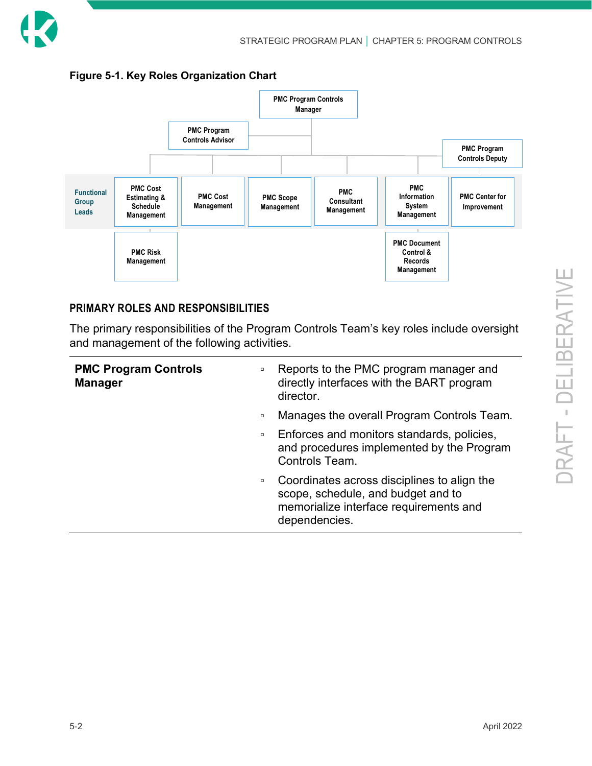**Figure 5-1. Key Roles Organization Chart**

PMC Program Controls Manager

PMC Program Controls Advisor

PMC Program Controls Deputy

Functional Group Leads

PMC Cost Estimating & Schedule Management

PMC Cost Management

PMC Scope Management

PMC Consultant Management

PMC Information System Management

PMC Center for Improvement

PMC Risk Management

PMC Document Control & Records Management

### PRIMARY ROLES AND RESPONSIBILITIES

The primary responsibilities of the Program Controls Team's key roles include oversight and management of the following activities.

| | |
|---|---|
| **PMC Program Controls Manager** | ▫ Reports to the PMC program manager and directly interfaces with the BART program director.<br>▫ Manages the overall Program Controls Team.<br>▫ Enforces and monitors standards, policies, and procedures implemented by the Program Controls Team.<br>▫ Coordinates across disciplines to align the scope, schedule, and budget and to memorialize interface requirements and dependencies. |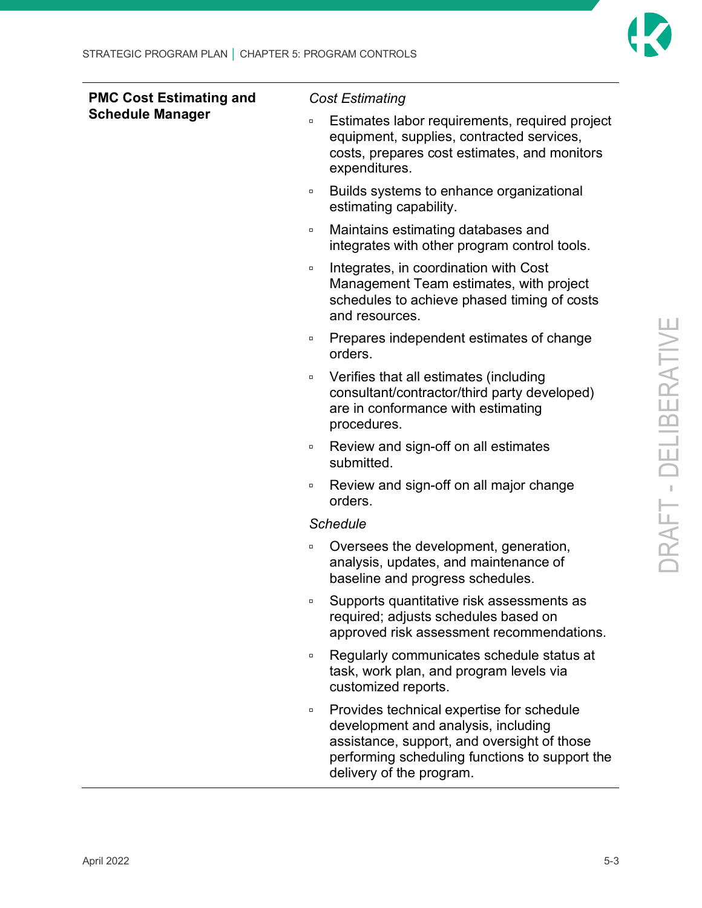| PMC Cost Estimating and Schedule Manager | *Cost Estimating*<br>▫ Estimates labor requirements, required project equipment, supplies, contracted services, costs, prepares cost estimates, and monitors expenditures.<br>▫ Builds systems to enhance organizational estimating capability.<br>▫ Maintains estimating databases and integrates with other program control tools.<br>▫ Integrates, in coordination with Cost Management Team estimates, with project schedules to achieve phased timing of costs and resources.<br>▫ Prepares independent estimates of change orders.<br>▫ Verifies that all estimates (including consultant/contractor/third party developed) are in conformance with estimating procedures.<br>▫ Review and sign-off on all estimates submitted.<br>▫ Review and sign-off on all major change orders.<br>*Schedule*<br>▫ Oversees the development, generation, analysis, updates, and maintenance of baseline and progress schedules.<br>▫ Supports quantitative risk assessments as required; adjusts schedules based on approved risk assessment recommendations.<br>▫ Regularly communicates schedule status at task, work plan, and program levels via customized reports.<br>▫ Provides technical expertise for schedule development and analysis, including assistance, support, and oversight of those performing scheduling functions to support the delivery of the program. |
|---|---|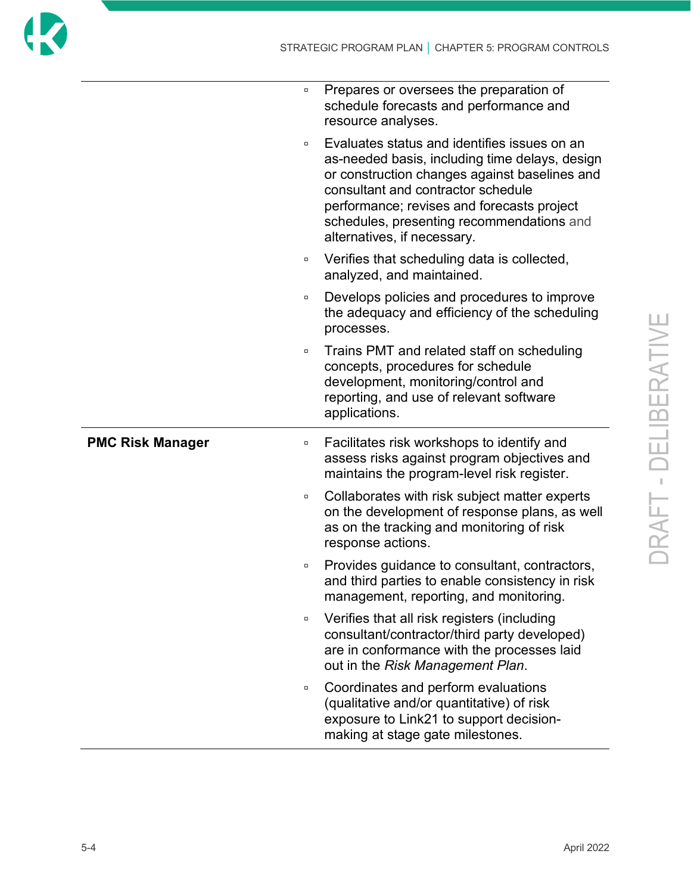| | |
|---|---|
| | ▫ Prepares or oversees the preparation of schedule forecasts and performance and resource analyses.<br>▫ Evaluates status and identifies issues on an as-needed basis, including time delays, design or construction changes against baselines and consultant and contractor schedule performance; revises and forecasts project schedules, presenting recommendations and alternatives, if necessary.<br>▫ Verifies that scheduling data is collected, analyzed, and maintained.<br>▫ Develops policies and procedures to improve the adequacy and efficiency of the scheduling processes.<br>▫ Trains PMT and related staff on scheduling concepts, procedures for schedule development, monitoring/control and reporting, and use of relevant software applications. |
| **PMC Risk Manager** | ▫ Facilitates risk workshops to identify and assess risks against program objectives and maintains the program-level risk register.<br>▫ Collaborates with risk subject matter experts on the development of response plans, as well as on the tracking and monitoring of risk response actions.<br>▫ Provides guidance to consultant, contractors, and third parties to enable consistency in risk management, reporting, and monitoring.<br>▫ Verifies that all risk registers (including consultant/contractor/third party developed) are in conformance with the processes laid out in the *Risk Management Plan*.<br>▫ Coordinates and perform evaluations (qualitative and/or quantitative) of risk exposure to Link21 to support decision-making at stage gate milestones. |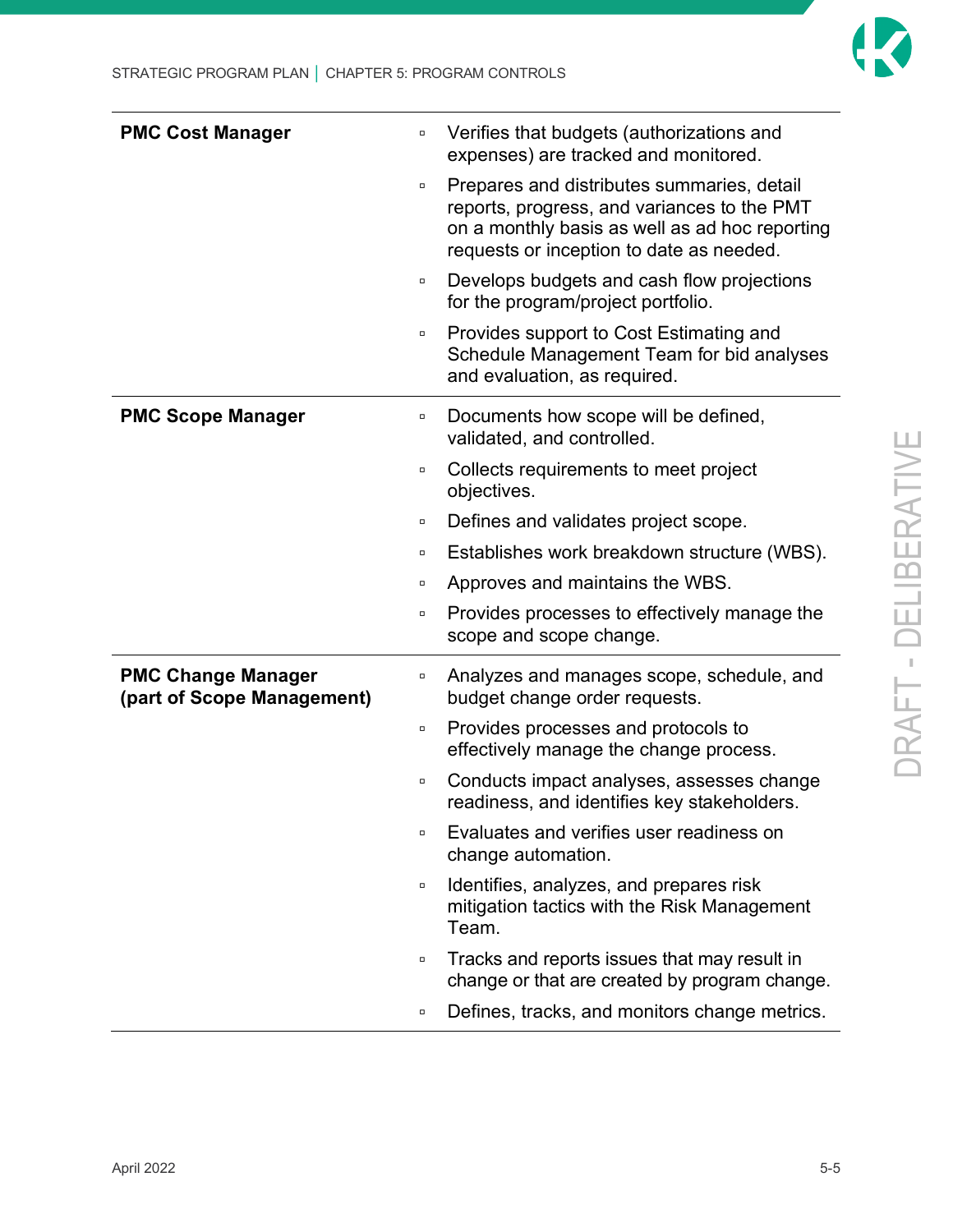| | |
|---|---|
| **PMC Cost Manager** | ▫ Verifies that budgets (authorizations and expenses) are tracked and monitored.<br>▫ Prepares and distributes summaries, detail reports, progress, and variances to the PMT on a monthly basis as well as ad hoc reporting requests or inception to date as needed.<br>▫ Develops budgets and cash flow projections for the program/project portfolio.<br>▫ Provides support to Cost Estimating and Schedule Management Team for bid analyses and evaluation, as required. |
| **PMC Scope Manager** | ▫ Documents how scope will be defined, validated, and controlled.<br>▫ Collects requirements to meet project objectives.<br>▫ Defines and validates project scope.<br>▫ Establishes work breakdown structure (WBS).<br>▫ Approves and maintains the WBS.<br>▫ Provides processes to effectively manage the scope and scope change. |
| **PMC Change Manager (part of Scope Management)** | ▫ Analyzes and manages scope, schedule, and budget change order requests.<br>▫ Provides processes and protocols to effectively manage the change process.<br>▫ Conducts impact analyses, assesses change readiness, and identifies key stakeholders.<br>▫ Evaluates and verifies user readiness on change automation.<br>▫ Identifies, analyzes, and prepares risk mitigation tactics with the Risk Management Team.<br>▫ Tracks and reports issues that may result in change or that are created by program change.<br>▫ Defines, tracks, and monitors change metrics. |

DRAFT - DELIBERATIVE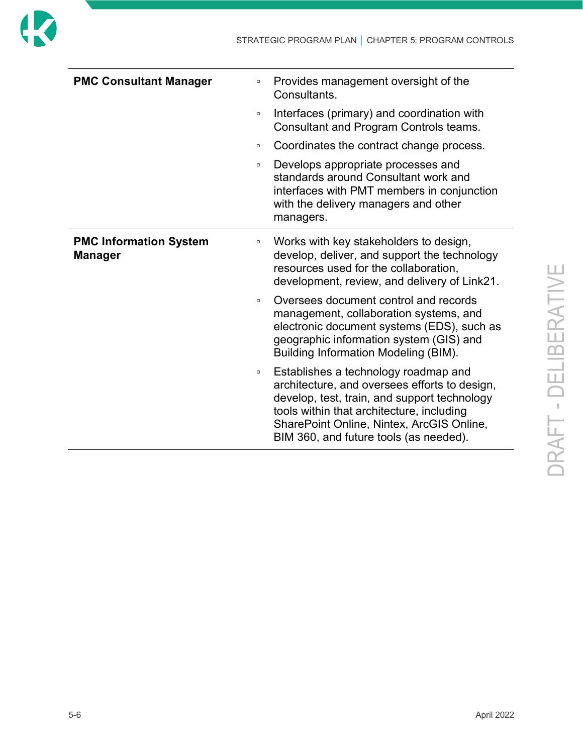| | |
|---|---|
| **PMC Consultant Manager** | ▫ Provides management oversight of the Consultants.<br>▫ Interfaces (primary) and coordination with Consultant and Program Controls teams.<br>▫ Coordinates the contract change process.<br>▫ Develops appropriate processes and standards around Consultant work and interfaces with PMT members in conjunction with the delivery managers and other managers. |
| **PMC Information System Manager** | ▫ Works with key stakeholders to design, develop, deliver, and support the technology resources used for the collaboration, development, review, and delivery of Link21.<br>▫ Oversees document control and records management, collaboration systems, and electronic document systems (EDS), such as geographic information system (GIS) and Building Information Modeling (BIM).<br>▫ Establishes a technology roadmap and architecture, and oversees efforts to design, develop, test, train, and support technology tools within that architecture, including SharePoint Online, Nintex, ArcGIS Online, BIM 360, and future tools (as needed). |

DRAFT - DELIBERATIVE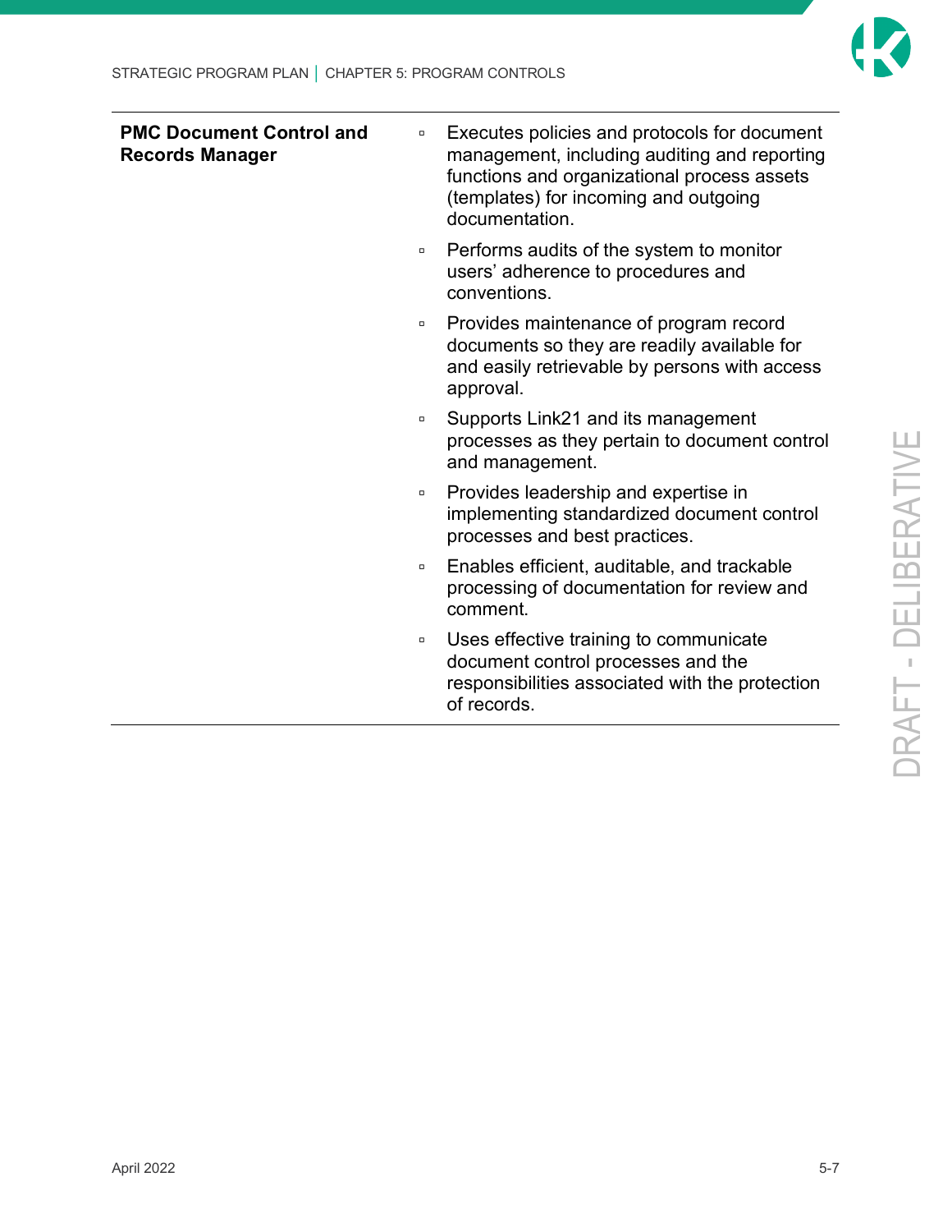| | |
|---|---|
| **PMC Document Control and Records Manager** | ▫ Executes policies and protocols for document management, including auditing and reporting functions and organizational process assets (templates) for incoming and outgoing documentation.<br>▫ Performs audits of the system to monitor users' adherence to procedures and conventions.<br>▫ Provides maintenance of program record documents so they are readily available for and easily retrievable by persons with access approval.<br>▫ Supports Link21 and its management processes as they pertain to document control and management.<br>▫ Provides leadership and expertise in implementing standardized document control processes and best practices.<br>▫ Enables efficient, auditable, and trackable processing of documentation for review and comment.<br>▫ Uses effective training to communicate document control processes and the responsibilities associated with the protection of records. |

DRAFT - DELIBERATIVE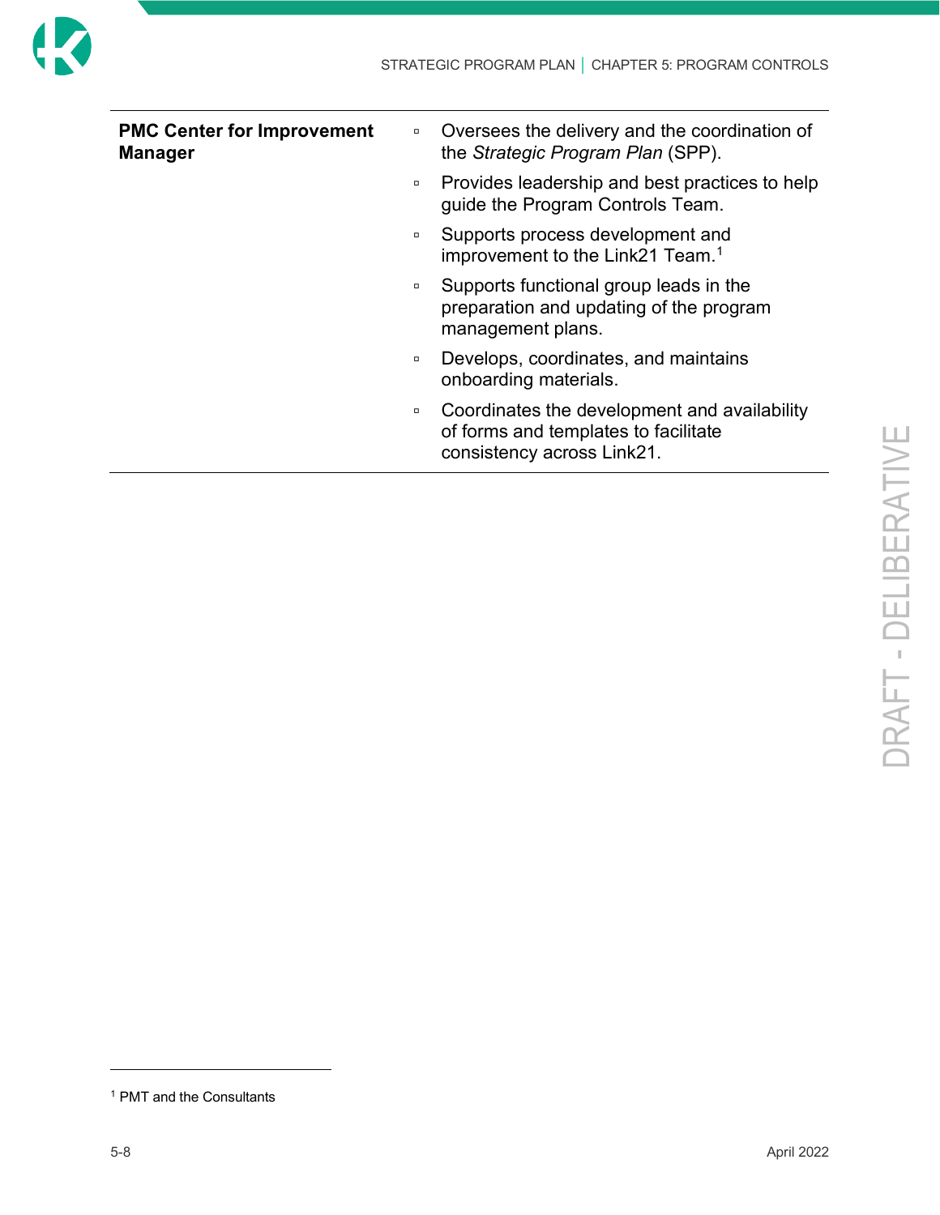| | |
|---|---|
| **PMC Center for Improvement Manager** | ▫ Oversees the delivery and the coordination of the *Strategic Program Plan* (SPP).<br>▫ Provides leadership and best practices to help guide the Program Controls Team.<br>▫ Supports process development and improvement to the Link21 Team.[1]<br>▫ Supports functional group leads in the preparation and updating of the program management plans.<br>▫ Develops, coordinates, and maintains onboarding materials.<br>▫ Coordinates the development and availability of forms and templates to facilitate consistency across Link21. |

[1] PMT and the Consultants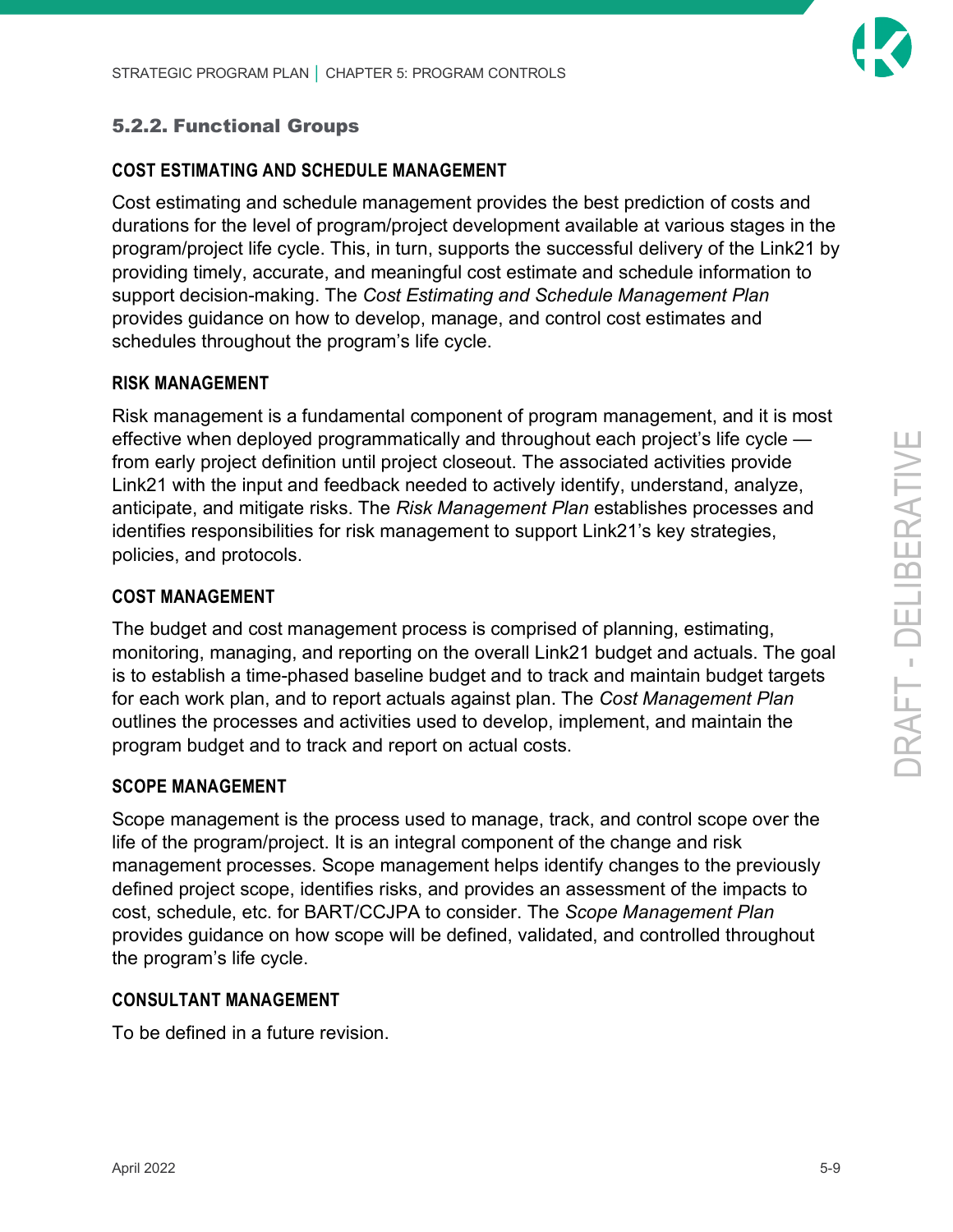### 5.2.2. Functional Groups

#### COST ESTIMATING AND SCHEDULE MANAGEMENT

Cost estimating and schedule management provides the best prediction of costs and durations for the level of program/project development available at various stages in the program/project life cycle. This, in turn, supports the successful delivery of the Link21 by providing timely, accurate, and meaningful cost estimate and schedule information to support decision-making. The *Cost Estimating and Schedule Management Plan* provides guidance on how to develop, manage, and control cost estimates and schedules throughout the program's life cycle.

#### RISK MANAGEMENT

Risk management is a fundamental component of program management, and it is most effective when deployed programmatically and throughout each project's life cycle — from early project definition until project closeout. The associated activities provide Link21 with the input and feedback needed to actively identify, understand, analyze, anticipate, and mitigate risks. The *Risk Management Plan* establishes processes and identifies responsibilities for risk management to support Link21's key strategies, policies, and protocols.

#### COST MANAGEMENT

The budget and cost management process is comprised of planning, estimating, monitoring, managing, and reporting on the overall Link21 budget and actuals. The goal is to establish a time-phased baseline budget and to track and maintain budget targets for each work plan, and to report actuals against plan. The *Cost Management Plan* outlines the processes and activities used to develop, implement, and maintain the program budget and to track and report on actual costs.

#### SCOPE MANAGEMENT

Scope management is the process used to manage, track, and control scope over the life of the program/project. It is an integral component of the change and risk management processes. Scope management helps identify changes to the previously defined project scope, identifies risks, and provides an assessment of the impacts to cost, schedule, etc. for BART/CCJPA to consider. The *Scope Management Plan* provides guidance on how scope will be defined, validated, and controlled throughout the program's life cycle.

#### CONSULTANT MANAGEMENT

To be defined in a future revision.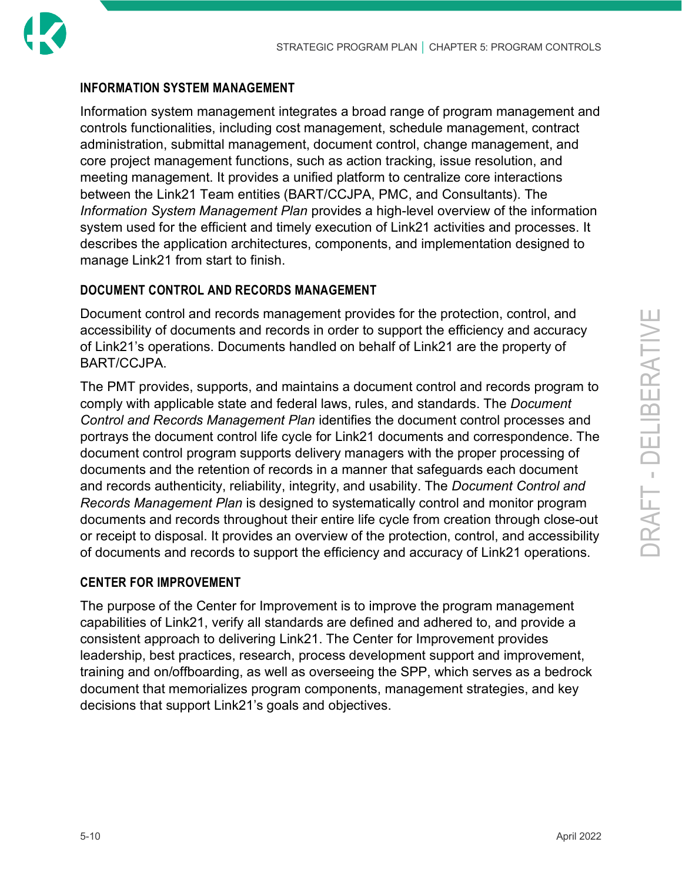### INFORMATION SYSTEM MANAGEMENT

Information system management integrates a broad range of program management and controls functionalities, including cost management, schedule management, contract administration, submittal management, document control, change management, and core project management functions, such as action tracking, issue resolution, and meeting management. It provides a unified platform to centralize core interactions between the Link21 Team entities (BART/CCJPA, PMC, and Consultants). The *Information System Management Plan* provides a high-level overview of the information system used for the efficient and timely execution of Link21 activities and processes. It describes the application architectures, components, and implementation designed to manage Link21 from start to finish.

### DOCUMENT CONTROL AND RECORDS MANAGEMENT

Document control and records management provides for the protection, control, and accessibility of documents and records in order to support the efficiency and accuracy of Link21's operations. Documents handled on behalf of Link21 are the property of BART/CCJPA.

The PMT provides, supports, and maintains a document control and records program to comply with applicable state and federal laws, rules, and standards. The *Document Control and Records Management Plan* identifies the document control processes and portrays the document control life cycle for Link21 documents and correspondence. The document control program supports delivery managers with the proper processing of documents and the retention of records in a manner that safeguards each document and records authenticity, reliability, integrity, and usability. The *Document Control and Records Management Plan* is designed to systematically control and monitor program documents and records throughout their entire life cycle from creation through close-out or receipt to disposal. It provides an overview of the protection, control, and accessibility of documents and records to support the efficiency and accuracy of Link21 operations.

### CENTER FOR IMPROVEMENT

The purpose of the Center for Improvement is to improve the program management capabilities of Link21, verify all standards are defined and adhered to, and provide a consistent approach to delivering Link21. The Center for Improvement provides leadership, best practices, research, process development support and improvement, training and on/offboarding, as well as overseeing the SPP, which serves as a bedrock document that memorializes program components, management strategies, and key decisions that support Link21's goals and objectives.